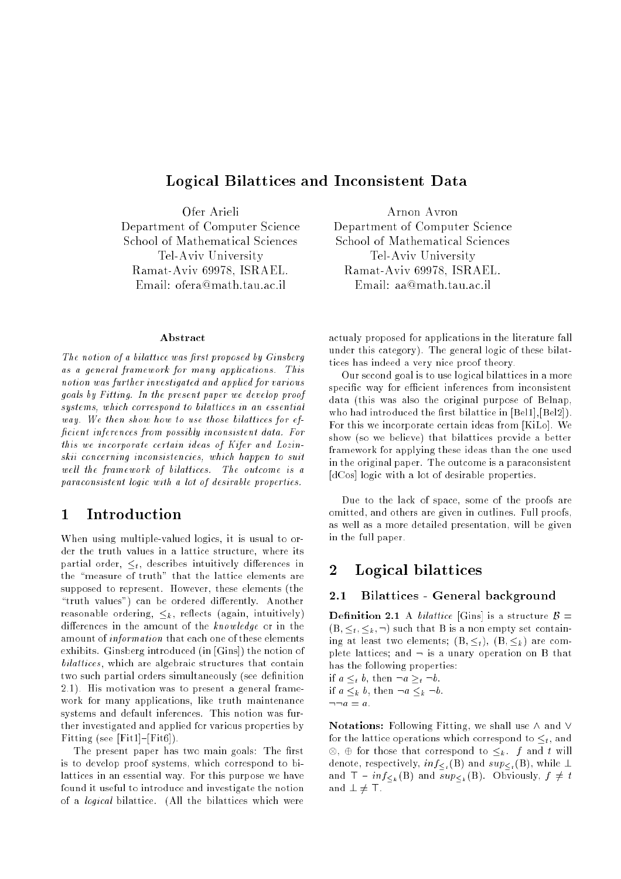# Logical Bilattices and Inconsistent Data

Ofer Arieli
Department of Computer Science
School of Mathematical Sciences
Tel-Aviv University
Ramat-Aviv 69978, ISRAEL.
Email: ofera@math.tau.ac.il

Arnon Avron
Department of Computer Science
School of Mathematical Sciences
Tel-Aviv University
Ramat-Aviv 69978, ISRAEL.
Email: aa@math.tau.ac.il

### Abstract

*The notion of a bilattice was first proposed by Ginsberg as a general framework for many applications. This notion was further investigated and applied for various goals by Fitting. In the present paper we develop proof systems, which correspond to bilattices in an essential way. We then show how to use those bilattices for efficient inferences from possibly inconsistent data. For this we incorporate certain ideas of Kifer and Lozinskii concerning inconsistencies, which happen to suit well the framework of bilattices. The outcome is a paraconsistent logic with a lot of desirable properties.*

## 1 Introduction

When using multiple-valued logics, it is usual to order the truth values in a lattice structure, where its partial order, $\leq_t$, describes intuitively differences in the "measure of truth" that the lattice elements are supposed to represent. However, these elements (the "truth values") can be ordered differently. Another reasonable ordering, $\leq_k$, reflects (again, intuitively) differences in the amount of the *knowledge* or in the amount of *information* that each one of these elements exhibits. Ginsberg introduced (in [Gins]) the notion of *bilattices*, which are algebraic structures that contain two such partial orders simultaneously (see definition 2.1). His motivation was to present a general framework for many applications, like truth maintenance systems and default inferences. This notion was further investigated and applied for various properties by Fitting (see [Fit1]–[Fit6]).

The present paper has two main goals: The first is to develop proof systems, which correspond to bilattices in an essential way. For this purpose we have found it useful to introduce and investigate the notion of a *logical* bilattice. (All the bilattices which were actualy proposed for applications in the literature fall under this category). The general logic of these bilattices has indeed a very nice proof theory.

Our second goal is to use logical bilattices in a more specific way for efficient inferences from inconsistent data (this was also the original purpose of Belnap, who had introduced the first bilattice in [Bel1],[Bel2]). For this we incorporate certain ideas from [KiLo]. We show (so we believe) that bilattices provide a better framework for applying these ideas than the one used in the original paper. The outcome is a paraconsistent [dCos] logic with a lot of desirable properties.

Due to the lack of space, some of the proofs are omitted, and others are given in outlines. Full proofs, as well as a more detailed presentation, will be given in the full paper.

## 2 Logical bilattices

### 2.1 Bilattices - General background

**Definition 2.1** A *bilattice* [Gins] is a structure $\mathcal{B} = (\mathrm{B}, \leq_t, \leq_k, \neg)$ such that B is a non empty set containing at least two elements; $(\mathrm{B}, \leq_t)$, $(\mathrm{B}, \leq_k)$ are complete lattices; and $\neg$ is a unary operation on B that has the following properties:
if $a \leq_t b$, then $\neg a \geq_t \neg b$.
if $a \leq_k b$, then $\neg a \leq_k \neg b$.
$\neg\neg a = a$.

**Notations:** Following Fitting, we shall use $\wedge$ and $\vee$ for the lattice operations which correspond to $\leq_t$, and $\otimes$, $\oplus$ for those that correspond to $\leq_k$. $f$ and $t$ will denote, respectively, $inf_{\leq_t}(\mathrm{B})$ and $sup_{\leq_t}(\mathrm{B})$, while $\bot$ and $\top$ – $inf_{\leq_k}(\mathrm{B})$ and $sup_{\leq_k}(\mathrm{B})$. Obviously, $f \neq t$ and $\bot \neq \top$.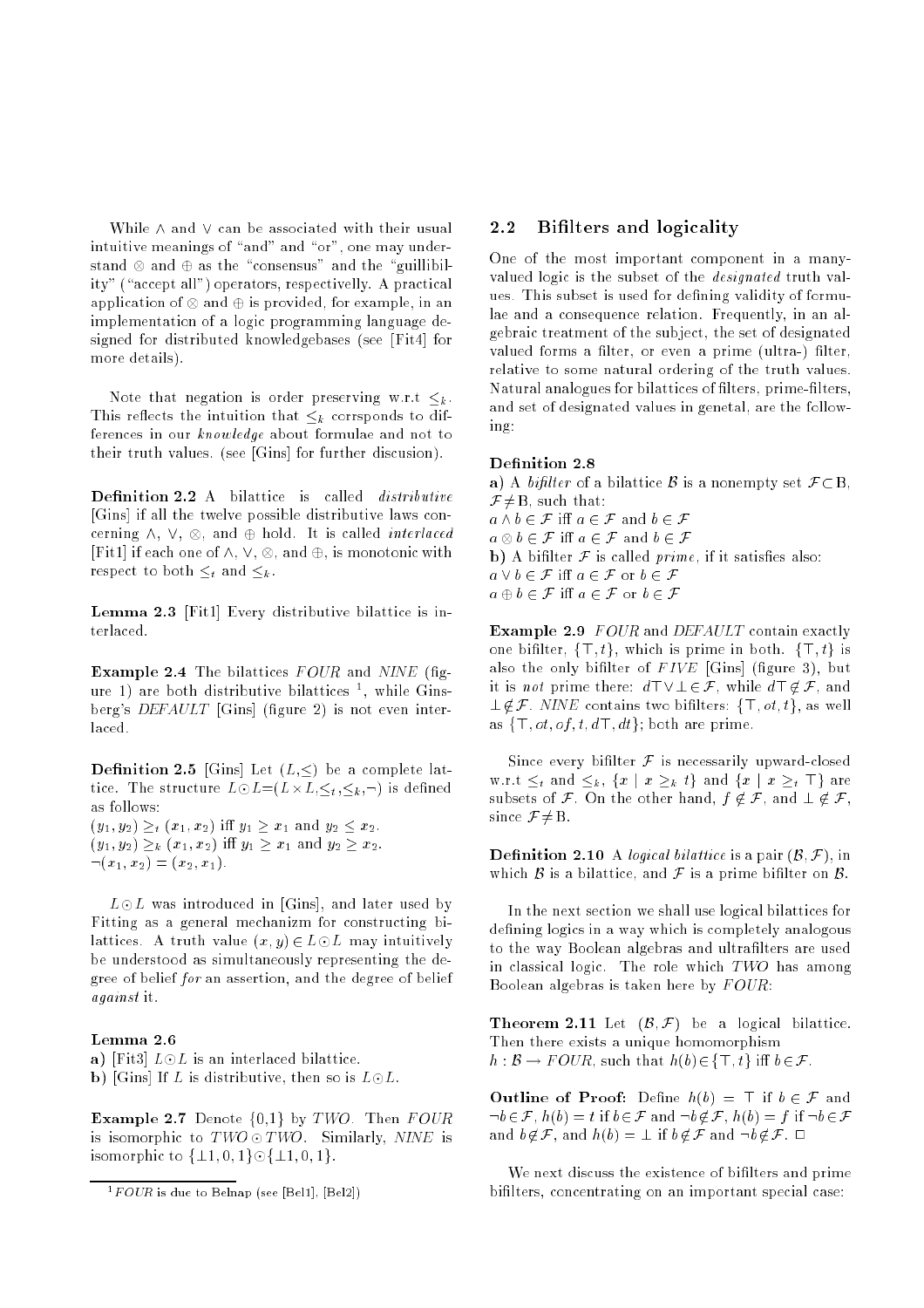While $\wedge$ and $\vee$ can be associated with their usual intuitive meanings of "and" and "or", one may understand $\otimes$ and $\oplus$ as the "consensus" and the "guillibility" ("accept all") operators, respectivelly. A practical application of $\otimes$ and $\oplus$ is provided, for example, in an implementation of a logic programming language designed for distributed knowledgebases (see [Fit4] for more details).

Note that negation is order preserving w.r.t $\leq_k$. This reflects the intuition that $\leq_k$ corrsponds to differences in our *knowledge* about formulae and not to their truth values. (see [Gins] for further discusion).

**Definition 2.2** A bilattice is called *distributive* [Gins] if all the twelve possible distributive laws concerning $\wedge$, $\vee$, $\otimes$, and $\oplus$ hold. It is called *interlaced* [Fit1] if each one of $\wedge$, $\vee$, $\otimes$, and $\oplus$, is monotonic with respect to both $\leq_t$ and $\leq_k$.

**Lemma 2.3** [Fit1] Every distributive bilattice is interlaced.

**Example 2.4** The bilattices *FOUR* and *NINE* (figure 1) are both distributive bilattices [1], while Ginsberg's *DEFAULT* [Gins] (figure 2) is not even interlaced.

**Definition 2.5** [Gins] Let $(L,\leq)$ be a complete lattice. The structure $L\odot L=(L\times L,\leq_t,\leq_k,\neg)$ is defined as follows:
$(y_1,y_2)\geq_t(x_1,x_2)$ iff $y_1\geq x_1$ and $y_2\leq x_2$.
$(y_1,y_2)\geq_k(x_1,x_2)$ iff $y_1\geq x_1$ and $y_2\geq x_2$.
$\neg(x_1,x_2)=(x_2,x_1)$.

$L\odot L$ was introduced in [Gins], and later used by Fitting as a general mechanizm for constructing bilattices. A truth value $(x,y)\in L\odot L$ may intuitively be understood as simultaneously representing the degree of belief *for* an assertion, and the degree of belief *against* it.

**Lemma 2.6**
**a)** [Fit3] $L\odot L$ is an interlaced bilattice.
**b)** [Gins] If $L$ is distributive, then so is $L\odot L$.

**Example 2.7** Denote {0,1} by *TWO*. Then *FOUR* is isomorphic to *TWO* $\odot$ *TWO*. Similarly, *NINE* is isomorphic to $\{\bot 1,0,1\}\odot\{\bot 1,0,1\}$.

[1] *FOUR* is due to Belnap (see [Bel1], [Bel2])

## 2.2 Bifilters and logicality

One of the most important component in a many-valued logic is the subset of the *designated* truth values. This subset is used for defining validity of formulae and a consequence relation. Frequently, in an algebraic treatment of the subject, the set of designated valued forms a filter, or even a prime (ultra-) filter, relative to some natural ordering of the truth values. Natural analogues for bilattices of filters, prime-filters, and set of designated values in genetal, are the following:

**Definition 2.8**
**a)** A *bifilter* of a bilattice $\mathcal{B}$ is a nonempty set $\mathcal{F}\subset$ B, $\mathcal{F}\neq$ B, such that:
$a\wedge b\in\mathcal{F}$ iff $a\in\mathcal{F}$ and $b\in\mathcal{F}$
$a\otimes b\in\mathcal{F}$ iff $a\in\mathcal{F}$ and $b\in\mathcal{F}$
**b)** A bifilter $\mathcal{F}$ is called *prime*, if it satisfies also:
$a\vee b\in\mathcal{F}$ iff $a\in\mathcal{F}$ or $b\in\mathcal{F}$
$a\oplus b\in\mathcal{F}$ iff $a\in\mathcal{F}$ or $b\in\mathcal{F}$

**Example 2.9** *FOUR* and *DEFAULT* contain exactly one bifilter, $\{\top,t\}$, which is prime in both. $\{\top,t\}$ is also the only bifilter of *FIVE* [Gins] (figure 3), but it is *not* prime there: $d\top\vee\bot\in\mathcal{F}$, while $d\top\notin\mathcal{F}$, and $\bot\notin\mathcal{F}$. *NINE* contains two bifilters: $\{\top,ot,t\}$, as well as $\{\top,ot,of,t,d\top,dt\}$; both are prime.

Since every bifilter $\mathcal{F}$ is necessarily upward-closed w.r.t $\leq_t$ and $\leq_k$, $\{x\mid x\geq_k t\}$ and $\{x\mid x\geq_t\top\}$ are subsets of $\mathcal{F}$. On the other hand, $f\notin\mathcal{F}$, and $\bot\notin\mathcal{F}$, since $\mathcal{F}\neq$ B.

**Definition 2.10** A *logical bilattice* is a pair $(\mathcal{B},\mathcal{F})$, in which $\mathcal{B}$ is a bilattice, and $\mathcal{F}$ is a prime bifilter on $\mathcal{B}$.

In the next section we shall use logical bilattices for defining logics in a way which is completely analogous to the way Boolean algebras and ultrafilters are used in classical logic. The role which *TWO* has among Boolean algebras is taken here by *FOUR*:

**Theorem 2.11** Let $(\mathcal{B},\mathcal{F})$ be a logical bilattice. Then there exists a unique homomorphism $h:\mathcal{B}\rightarrow FOUR$, such that $h(b)\in\{\top,t\}$ iff $b\in\mathcal{F}$.

**Outline of Proof:** Define $h(b)=\top$ if $b\in\mathcal{F}$ and $\neg b\in\mathcal{F}$, $h(b)=t$ if $b\in\mathcal{F}$ and $\neg b\notin\mathcal{F}$, $h(b)=f$ if $\neg b\in\mathcal{F}$ and $b\notin\mathcal{F}$, and $h(b)=\bot$ if $b\notin\mathcal{F}$ and $\neg b\notin\mathcal{F}$. $\Box$

We next discuss the existence of bifilters and prime bifilters, concentrating on an important special case: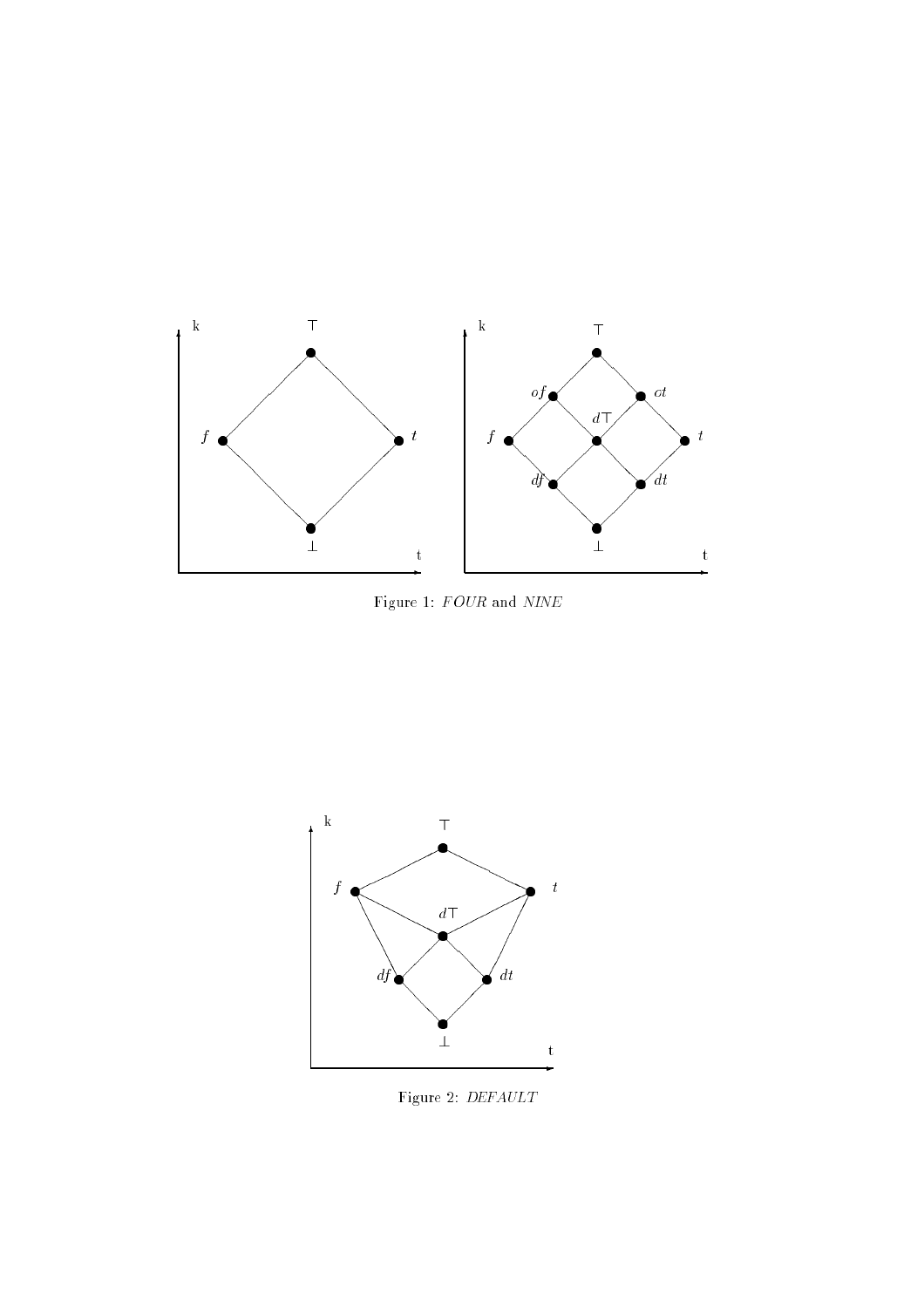Figure 1: *FOUR* and *NINE*

Figure 2: *DEFAULT*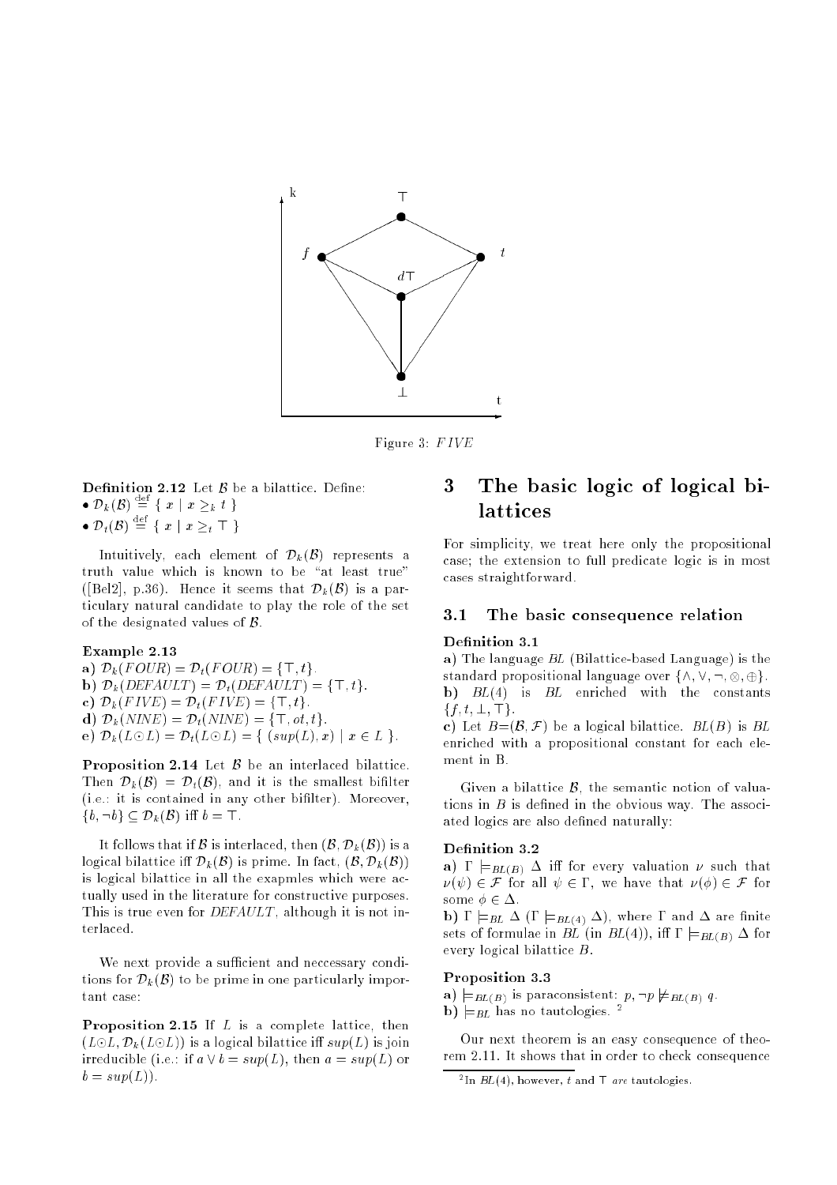Figure 3: $FIVE$

**Definition 2.12** Let $\mathcal{B}$ be a bilattice. Define:

- $\mathcal{D}_k(\mathcal{B}) \stackrel{\text{def}}{=} \{ \ x \mid x \geq_k t \ \}$
- $\mathcal{D}_t(\mathcal{B}) \stackrel{\text{def}}{=} \{ \ x \mid x \geq_t \top \ \}$

Intuitively, each element of $\mathcal{D}_k(\mathcal{B})$ represents a truth value which is known to be "at least true" ([Bel2], p.36). Hence it seems that $\mathcal{D}_k(\mathcal{B})$ is a particulary natural candidate to play the role of the set of the designated values of $\mathcal{B}$.

**Example 2.13**

**a)** $\mathcal{D}_k(FOUR) = \mathcal{D}_t(FOUR) = \{\top, t\}$.
**b)** $\mathcal{D}_k(DEFAULT) = \mathcal{D}_t(DEFAULT) = \{\top, t\}$.
**c)** $\mathcal{D}_k(FIVE) = \mathcal{D}_t(FIVE) = \{\top, t\}$.
**d)** $\mathcal{D}_k(NINE) = \mathcal{D}_t(NINE) = \{\top, ot, t\}$.
**e)** $\mathcal{D}_k(L \odot L) = \mathcal{D}_t(L \odot L) = \{ \ (sup(L), x) \mid x \in L \ \}$.

**Proposition 2.14** Let $\mathcal{B}$ be an interlaced bilattice. Then $\mathcal{D}_k(\mathcal{B}) = \mathcal{D}_t(\mathcal{B})$, and it is the smallest bifilter (i.e.: it is contained in any other bifilter). Moreover, $\{b, \neg b\} \subseteq \mathcal{D}_k(\mathcal{B})$ iff $b = \top$.

It follows that if $\mathcal{B}$ is interlaced, then $(\mathcal{B}, \mathcal{D}_k(\mathcal{B}))$ is a logical bilattice iff $\mathcal{D}_k(\mathcal{B})$ is prime. In fact, $(\mathcal{B}, \mathcal{D}_k(\mathcal{B}))$ is logical bilattice in all the exapmles which were actually used in the literature for constructive purposes. This is true even for *DEFAULT*, although it is not interlaced.

We next provide a sufficient and neccessary conditions for $\mathcal{D}_k(\mathcal{B})$ to be prime in one particularly important case:

**Proposition 2.15** If $L$ is a complete lattice, then $(L \odot L, \mathcal{D}_k(L \odot L))$ is a logical bilattice iff $sup(L)$ is join irreducible (i.e.: if $a \vee b = sup(L)$, then $a = sup(L)$ or $b = sup(L)$).

# 3 The basic logic of logical bilattices

For simplicity, we treat here only the propositional case; the extension to full predicate logic is in most cases straightforward.

## 3.1 The basic consequence relation

**Definition 3.1**

**a)** The language *BL* (Bilattice-based Language) is the standard propositional language over $\{\wedge, \vee, \neg, \otimes, \oplus\}$.
**b)** $BL(4)$ is *BL* enriched with the constants $\{f, t, \bot, \top\}$.
**c)** Let $B$=$(\mathcal{B}, \mathcal{F})$ be a logical bilattice. $BL(B)$ is *BL* enriched with a propositional constant for each element in B.

Given a bilattice $\mathcal{B}$, the semantic notion of valuations in $B$ is defined in the obvious way. The associated logics are also defined naturally:

**Definition 3.2**

**a)** $\Gamma \models_{BL(B)} \Delta$ iff for every valuation $\nu$ such that $\nu(\psi) \in \mathcal{F}$ for all $\psi \in \Gamma$, we have that $\nu(\phi) \in \mathcal{F}$ for some $\phi \in \Delta$.
**b)** $\Gamma \models_{BL} \Delta$ ($\Gamma \models_{BL(4)} \Delta$), where $\Gamma$ and $\Delta$ are finite sets of formulae in *BL* (in $BL(4)$), iff $\Gamma \models_{BL(B)} \Delta$ for every logical bilattice $B$.

**Proposition 3.3**

**a)** $\models_{BL(B)}$ is paraconsistent: $p, \neg p \not\models_{BL(B)} q$.
**b)** $\models_{BL}$ has no tautologies. [2]

Our next theorem is an easy consequence of theorem 2.11. It shows that in order to check consequence

[2] In $BL(4)$, however, $t$ and $\top$ *are* tautologies.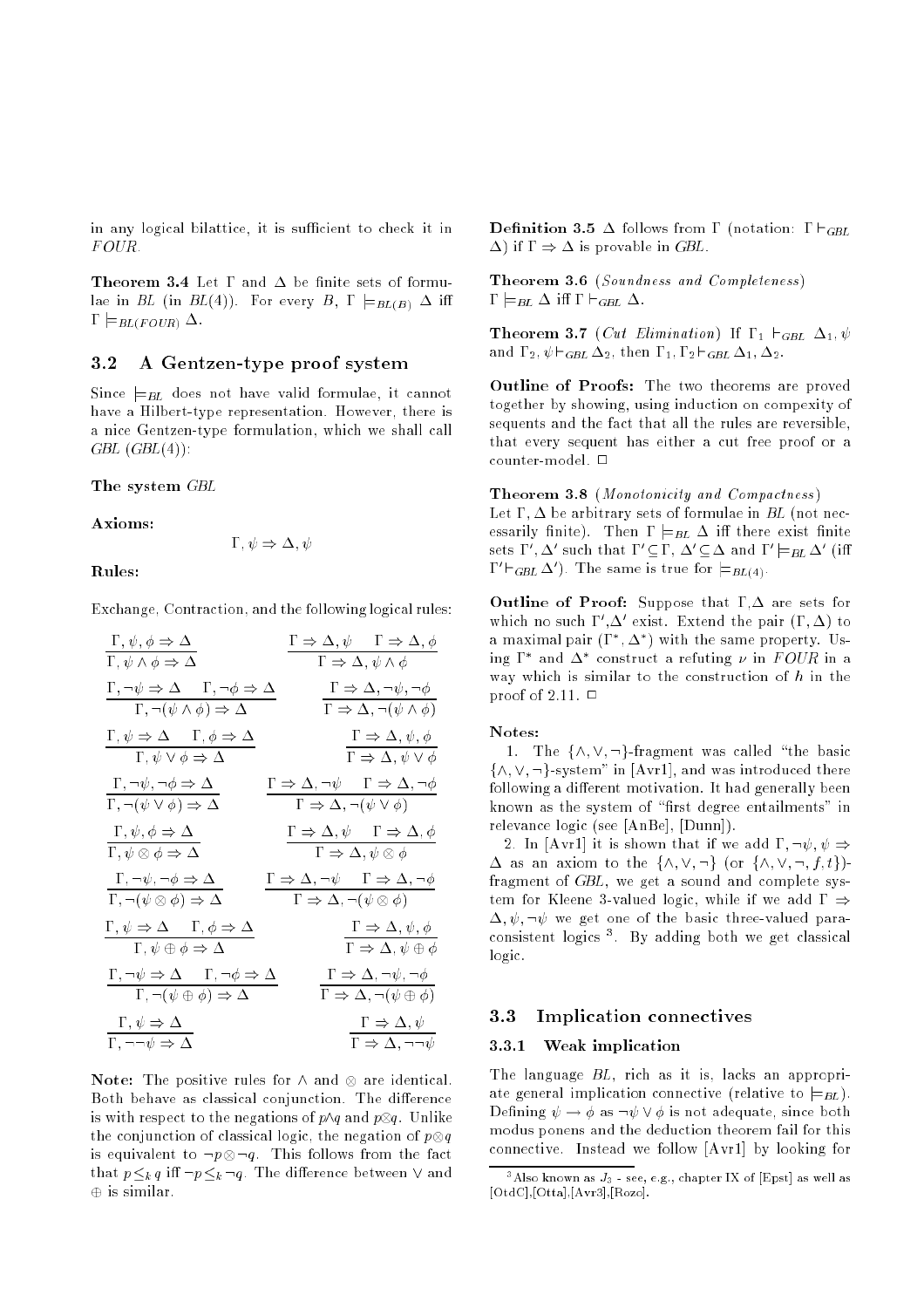in any logical bilattice, it is sufficient to check it in *FOUR*.

**Theorem 3.4** Let $\Gamma$ and $\Delta$ be finite sets of formulae in *BL* (in *BL*(4)). For every $B$, $\Gamma \models_{BL(B)} \Delta$ iff $\Gamma \models_{BL(FOUR)} \Delta$.

## 3.2 A Gentzen-type proof system

Since $\models_{BL}$ does not have valid formulae, it cannot have a Hilbert-type representation. However, there is a nice Gentzen-type formulation, which we shall call *GBL* (*GBL*(4)):

**The system** *GBL*

**Axioms:**

$$\Gamma, \psi \Rightarrow \Delta, \psi$$

**Rules:**

Exchange, Contraction, and the following logical rules:

$$\frac{\Gamma, \psi, \phi \Rightarrow \Delta}{\Gamma, \psi \wedge \phi \Rightarrow \Delta} \qquad \frac{\Gamma \Rightarrow \Delta, \psi \quad \Gamma \Rightarrow \Delta, \phi}{\Gamma \Rightarrow \Delta, \psi \wedge \phi}$$

$$\frac{\Gamma, \neg\psi \Rightarrow \Delta \quad \Gamma, \neg\phi \Rightarrow \Delta}{\Gamma, \neg(\psi \wedge \phi) \Rightarrow \Delta} \qquad \frac{\Gamma \Rightarrow \Delta, \neg\psi, \neg\phi}{\Gamma \Rightarrow \Delta, \neg(\psi \wedge \phi)}$$

$$\frac{\Gamma, \psi \Rightarrow \Delta \quad \Gamma, \phi \Rightarrow \Delta}{\Gamma, \psi \vee \phi \Rightarrow \Delta} \qquad \frac{\Gamma \Rightarrow \Delta, \psi, \phi}{\Gamma \Rightarrow \Delta, \psi \vee \phi}$$

$$\frac{\Gamma, \neg\psi, \neg\phi \Rightarrow \Delta}{\Gamma, \neg(\psi \vee \phi) \Rightarrow \Delta} \qquad \frac{\Gamma \Rightarrow \Delta, \neg\psi \quad \Gamma \Rightarrow \Delta, \neg\phi}{\Gamma \Rightarrow \Delta, \neg(\psi \vee \phi)}$$

$$\frac{\Gamma, \psi, \phi \Rightarrow \Delta}{\Gamma, \psi \otimes \phi \Rightarrow \Delta} \qquad \frac{\Gamma \Rightarrow \Delta, \psi \quad \Gamma \Rightarrow \Delta, \phi}{\Gamma \Rightarrow \Delta, \psi \otimes \phi}$$

$$\frac{\Gamma, \neg\psi, \neg\phi \Rightarrow \Delta}{\Gamma, \neg(\psi \otimes \phi) \Rightarrow \Delta} \qquad \frac{\Gamma \Rightarrow \Delta, \neg\psi \quad \Gamma \Rightarrow \Delta, \neg\phi}{\Gamma \Rightarrow \Delta, \neg(\psi \otimes \phi)}$$

$$\frac{\Gamma, \psi \Rightarrow \Delta \quad \Gamma, \phi \Rightarrow \Delta}{\Gamma, \psi \oplus \phi \Rightarrow \Delta} \qquad \frac{\Gamma \Rightarrow \Delta, \psi, \phi}{\Gamma \Rightarrow \Delta, \psi \oplus \phi}$$

$$\frac{\Gamma, \neg\psi \Rightarrow \Delta \quad \Gamma, \neg\phi \Rightarrow \Delta}{\Gamma, \neg(\psi \oplus \phi) \Rightarrow \Delta} \qquad \frac{\Gamma \Rightarrow \Delta, \neg\psi, \neg\phi}{\Gamma \Rightarrow \Delta, \neg(\psi \oplus \phi)}$$

$$\frac{\Gamma, \psi \Rightarrow \Delta}{\Gamma, \neg\neg\psi \Rightarrow \Delta} \qquad \frac{\Gamma \Rightarrow \Delta, \psi}{\Gamma \Rightarrow \Delta, \neg\neg\psi}$$

**Note:** The positive rules for $\wedge$ and $\otimes$ are identical. Both behave as classical conjunction. The difference is with respect to the negations of $p \wedge q$ and $p \otimes q$. Unlike the conjunction of classical logic, the negation of $p \otimes q$ is equivalent to $\neg p \otimes \neg q$. This follows from the fact that $p \leq_k q$ iff $\neg p \leq_k \neg q$. The difference between $\vee$ and $\oplus$ is similar.

**Definition 3.5** $\Delta$ follows from $\Gamma$ (notation: $\Gamma \vdash_{GBL} \Delta$) if $\Gamma \Rightarrow \Delta$ is provable in *GBL*.

**Theorem 3.6** (*Soundness and Completeness*) $\Gamma \models_{BL} \Delta$ iff $\Gamma \vdash_{GBL} \Delta$.

**Theorem 3.7** (*Cut Elimination*) If $\Gamma_1 \vdash_{GBL} \Delta_1, \psi$ and $\Gamma_2, \psi \vdash_{GBL} \Delta_2$, then $\Gamma_1, \Gamma_2 \vdash_{GBL} \Delta_1, \Delta_2$.

**Outline of Proofs:** The two theorems are proved together by showing, using induction on compexity of sequents and the fact that all the rules are reversible, that every sequent has either a cut free proof or a counter-model. □

**Theorem 3.8** (*Monotonicity and Compactness*) Let $\Gamma, \Delta$ be arbitrary sets of formulae in *BL* (not necessarily finite). Then $\Gamma \models_{BL} \Delta$ iff there exist finite sets $\Gamma', \Delta'$ such that $\Gamma' \subseteq \Gamma$, $\Delta' \subseteq \Delta$ and $\Gamma' \models_{BL} \Delta'$ (iff $\Gamma' \vdash_{GBL} \Delta'$). The same is true for $\models_{BL(4)}$.

**Outline of Proof:** Suppose that $\Gamma$,$\Delta$ are sets for which no such $\Gamma'$,$\Delta'$ exist. Extend the pair $(\Gamma, \Delta)$ to a maximal pair $(\Gamma^*, \Delta^*)$ with the same property. Using $\Gamma^*$ and $\Delta^*$ construct a refuting $\nu$ in *FOUR* in a way which is similar to the construction of $h$ in the proof of 2.11. □

**Notes:**

1. The $\{\wedge, \vee, \neg\}$-fragment was called "the basic $\{\wedge, \vee, \neg\}$-system" in [Avr1], and was introduced there following a different motivation. It had generally been known as the system of "first degree entailments" in relevance logic (see [AnBe], [Dunn]).

2. In [Avr1] it is shown that if we add $\Gamma, \neg\psi, \psi \Rightarrow \Delta$ as an axiom to the $\{\wedge, \vee, \neg\}$ (or $\{\wedge, \vee, \neg, f, t\}$)-fragment of *GBL*, we get a sound and complete system for Kleene 3-valued logic, while if we add $\Gamma \Rightarrow \Delta, \psi, \neg\psi$ we get one of the basic three-valued paraconsistent logics [3]. By adding both we get classical logic.

## 3.3 Implication connectives

### 3.3.1 Weak implication

The language *BL*, rich as it is, lacks an appropriate general implication connective (relative to $\models_{BL}$). Defining $\psi \rightarrow \phi$ as $\neg\psi \vee \phi$ is not adequate, since both modus ponens and the deduction theorem fail for this connective. Instead we follow [Avr1] by looking for

[3] Also known as $J_3$ - see, e.g., chapter IX of [Epst] as well as [OtdC],[Otta],[Avr3],[Rozo].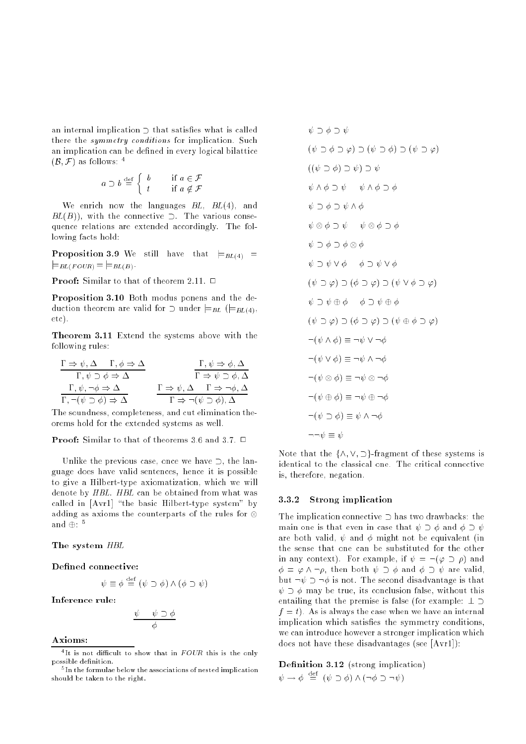an internal implication $\supset$ that satisfies what is called there the *symmetry conditions* for implication. Such an implication can be defined in every logical bilattice $(\mathcal{B}, \mathcal{F})$ as follows: [4]

$$a \supset b \stackrel{\text{def}}{=} \begin{cases} b & \text{if } a \in \mathcal{F} \\ t & \text{if } a \notin \mathcal{F} \end{cases}$$

We enrich now the languages $BL$, $BL(4)$, and $BL(B)$), with the connective $\supset$. The various consequence relations are extended accordingly. The following facts hold:

**Proposition 3.9** We still have that $\models_{BL(4)} = \models_{BL(FOUR)} = \models_{BL(B)}$.

**Proof:** Similar to that of theorem 2.11. □

**Proposition 3.10** Both modus ponens and the deduction theorem are valid for $\supset$ under $\models_{BL}$ ($\models_{BL(4)}$, etc).

**Theorem 3.11** Extend the systems above with the following rules:

$$\frac{\Gamma \Rightarrow \psi, \Delta \quad \Gamma, \phi \Rightarrow \Delta}{\Gamma, \psi \supset \phi \Rightarrow \Delta} \qquad \frac{\Gamma, \psi \Rightarrow \phi, \Delta}{\Gamma \Rightarrow \psi \supset \phi, \Delta}$$

$$\frac{\Gamma, \psi, \neg\phi \Rightarrow \Delta}{\Gamma, \neg(\psi \supset \phi) \Rightarrow \Delta} \qquad \frac{\Gamma \Rightarrow \psi, \Delta \quad \Gamma \Rightarrow \neg\phi, \Delta}{\Gamma \Rightarrow \neg(\psi \supset \phi), \Delta}$$

The soundness, completeness, and cut elimination theorems hold for the extended systems as well.

**Proof:** Similar to that of theorems 3.6 and 3.7. □

Unlike the previous case, once we have $\supset$, the language does have valid sentences, hence it is possible to give a Hilbert-type axiomatization, which we will denote by *HBL*. *HBL* can be obtained from what was called in [Avr1] "the basic Hilbert-type system" by adding as axioms the counterparts of the rules for $\otimes$ and $\oplus$: [5]

**The system *HBL***

**Defined connective:**

$$\psi \equiv \phi \stackrel{\text{def}}{=} (\psi \supset \phi) \wedge (\phi \supset \psi)$$

**Inference rule:**

$$\frac{\psi \quad \psi \supset \phi}{\phi}$$

**Axioms:**

$\psi \supset \phi \supset \psi$

$(\psi \supset \phi \supset \varphi) \supset (\psi \supset \phi) \supset (\psi \supset \varphi)$

$((\psi \supset \phi) \supset \psi) \supset \psi$

$\psi \wedge \phi \supset \psi \qquad \psi \wedge \phi \supset \phi$

$\psi \supset \phi \supset \psi \wedge \phi$

$\psi \otimes \phi \supset \psi \qquad \psi \otimes \phi \supset \phi$

$\psi \supset \phi \supset \phi \otimes \phi$

$\psi \supset \psi \vee \phi \qquad \phi \supset \psi \vee \phi$

$(\psi \supset \varphi) \supset (\phi \supset \varphi) \supset (\psi \vee \phi \supset \varphi)$

$\psi \supset \psi \oplus \phi \qquad \phi \supset \psi \oplus \phi$

$(\psi \supset \varphi) \supset (\phi \supset \varphi) \supset (\psi \oplus \phi \supset \varphi)$

$\neg(\psi \wedge \phi) \equiv \neg\psi \vee \neg\phi$

$\neg(\psi \vee \phi) \equiv \neg\psi \wedge \neg\phi$

$\neg(\psi \otimes \phi) \equiv \neg\psi \otimes \neg\phi$

$\neg(\psi \oplus \phi) \equiv \neg\psi \oplus \neg\phi$

$\neg(\psi \supset \phi) \equiv \psi \wedge \neg\phi$

$\neg\neg\psi \equiv \psi$

Note that the $\{\wedge, \vee, \supset\}$-fragment of these systems is identical to the classical one. The critical connective is, therefore, negation.

### 3.3.2 Strong implication

The implication connective $\supset$ has two drawbacks: the main one is that even in case that $\psi \supset \phi$ and $\phi \supset \psi$ are both valid, $\psi$ and $\phi$ might not be equivalent (in the sense that one can be substituted for the other in any context). For example, if $\psi = \neg(\varphi \supset \rho)$ and $\phi = \varphi \wedge \neg\rho$, then both $\psi \supset \phi$ and $\phi \supset \psi$ are valid, but $\neg\psi \supset \neg\phi$ is not. The second disadvantage is that $\psi \supset \phi$ may be true, its conclusion false, without this entailing that the premise is false (for example: $\bot \supset f = t$). As is always the case when we have an internal implication which satisfies the symmetry conditions, we can introduce however a stronger implication which does not have these disadvantages (see [Avr1]):

**Definition 3.12** (strong implication)
$\psi \rightarrow \phi \stackrel{\text{def}}{=} (\psi \supset \phi) \wedge (\neg\phi \supset \neg\psi)$

[4] It is not difficult to show that in *FOUR* this is the only possible definition.

[5] In the formulae below the associations of nested implication should be taken to the right.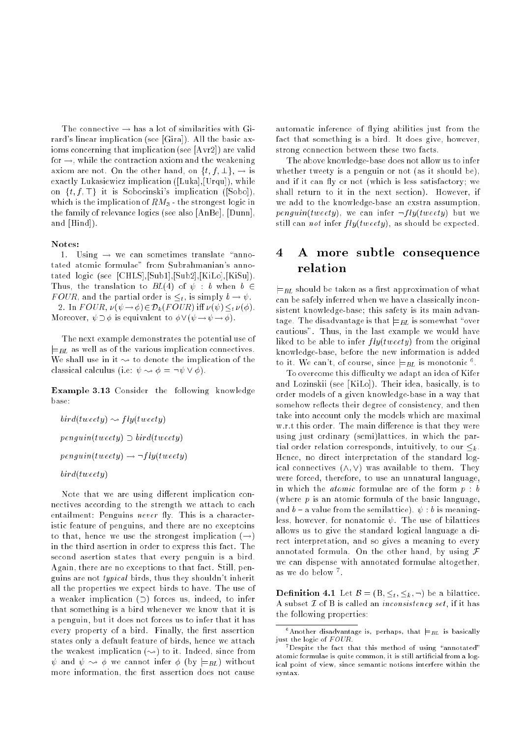The connective $\rightarrow$ has a lot of similarities with Girard's linear implication (see [Gira]). All the basic axioms concerning that implication (see [Avr2]) are valid for $\rightarrow$, while the contraction axiom and the weakening axiom are not. On the other hand, on $\{t, f, \bot\}$, $\rightarrow$ is exactly Lukasiewicz implication ([Luka],[Urqu]), while on $\{t, f, \top\}$ it is Sobocinski's implication ([Sobo]), which is the implication of $RM_3$ - the strongest logic in the family of relevance logics (see also [AnBe], [Dunn], and [Hind]).

**Notes:**

1. Using $\rightarrow$ we can sometimes translate "annotated atomic formulae" from Subrahmanian's annotated logic (see [CHLS],[Sub1],[Sub2],[KiLo],[KiSu]). Thus, the translation to $BL(4)$ of $\psi : b$ when $b \in FOUR$, and the partial order is $\leq_t$, is simply $b \rightarrow \psi$.
2. In $FOUR$, $\nu(\psi \rightarrow \phi) \in \mathcal{D}_k(FOUR)$ iff $\nu(\psi) \leq_t \nu(\phi)$. Moreover, $\psi \supset \phi$ is equivalent to $\phi \vee (\psi \rightarrow \psi \rightarrow \phi)$.

The next example demonstrates the potential use of $\models_{BL}$ as well as of the various implication connectives. We shall use in it $\leadsto$ to denote the implication of the classical calculus (i.e: $\psi \leadsto \phi = \neg\psi \vee \phi$).

**Example 3.13** Consider the following knowledge base:

$bird(tweety) \leadsto fly(tweety)$

$penguin(tweety) \supset bird(tweety)$

$penguin(tweety) \rightarrow \neg fly(tweety)$

$bird(tweety)$

Note that we are using different implication connectives according to the strength we attach to each entailment: Penguins *never* fly. This is a characteristic feature of penguins, and there are no exceptoins to that, hence we use the strongest implication ($\rightarrow$) in the third asertion in order to express this fact. The second asertion states that every penguin is a bird. Again, there are no exceptions to that fact. Still, penguins are not *typical* birds, thus they shouldn't inherit all the properties we expect birds to have. The use of a weaker implication ($\supset$) forces us, indeed, to infer that something is a bird whenever we know that it is a penguin, but it does not forces us to infer that it has every property of a bird. Finally, the first assertion states only a default feature of birds, hence we attach the weakest implication ($\leadsto$) to it. Indeed, since from $\psi$ and $\psi \leadsto \phi$ we cannot infer $\phi$ (by $\models_{BL}$) without more information, the first assertion does not cause automatic inference of flying abilities just from the fact that something is a bird. It does give, however, strong connection between these two facts.

The above knowledge-base does not allow us to infer whether tweety is a penguin or not (as it should be), and if it can fly or not (which is less satisfactory; we shall return to it in the next section). However, if we add to the knowledge-base an exstra assumption, $penguin(tweety)$, we can infer $\neg fly(tweety)$ but we still can *not* infer $fly(tweety)$, as should be expected.

## 4 A more subtle consequence relation

$\models_{BL}$ should be taken as a first approximation of what can be safely inferred when we have a classically inconsistent knowledge-base; this safety is its main advantage. The disadvantage is that $\models_{BL}$ is somewhat "over cautious". Thus, in the last example we would have liked to be able to infer $fly(tweety)$ from the original knowledge-base, before the new information is added to it. We can't, of course, since $\models_{BL}$ is monotonic [6].

To overcome this difficulty we adapt an idea of Kifer and Lozinskii (see [KiLo]). Their idea, basically, is to order models of a given knowledge-base in a way that somehow reflects their degree of consistency, and then take into account only the models which are maximal w.r.t this order. The main difference is that they were using just ordinary (semi)lattices, in which the partial order relation corresponds, intuitively, to our $\leq_k$. Hence, no direct interpretation of the standard logical connectives ($\wedge, \vee$) was available to them. They were forced, therefore, to use an unnatural language, in which the *atomic* formulae are of the form $p : b$ (where $p$ is an atomic formula of the basic language, and $b$ – a value from the semilattice). $\psi : b$ is meaningless, however, for nonatomic $\psi$. The use of bilattices allows us to give the standard logical language a direct interpretation, and so gives a meaning to every annotated formula. On the other hand, by using $\mathcal{F}$ we can dispense with annotated formulae altogether, as we do below [7].

**Definition 4.1** Let $\mathcal{B} = (B, \leq_t, \leq_k, \neg)$ be a bilattice. A subset $\mathcal{I}$ of B is called an *inconsistency set*, if it has the following properties:

[6] Another disadvantage is, perhaps, that $\models_{BL}$ is basically just the logic of $FOUR$.

[7] Despite the fact that this method of using "annotated" atomic formulae is quite common, it is still artificial from a logical point of view, since semantic notions interfere within the syntax.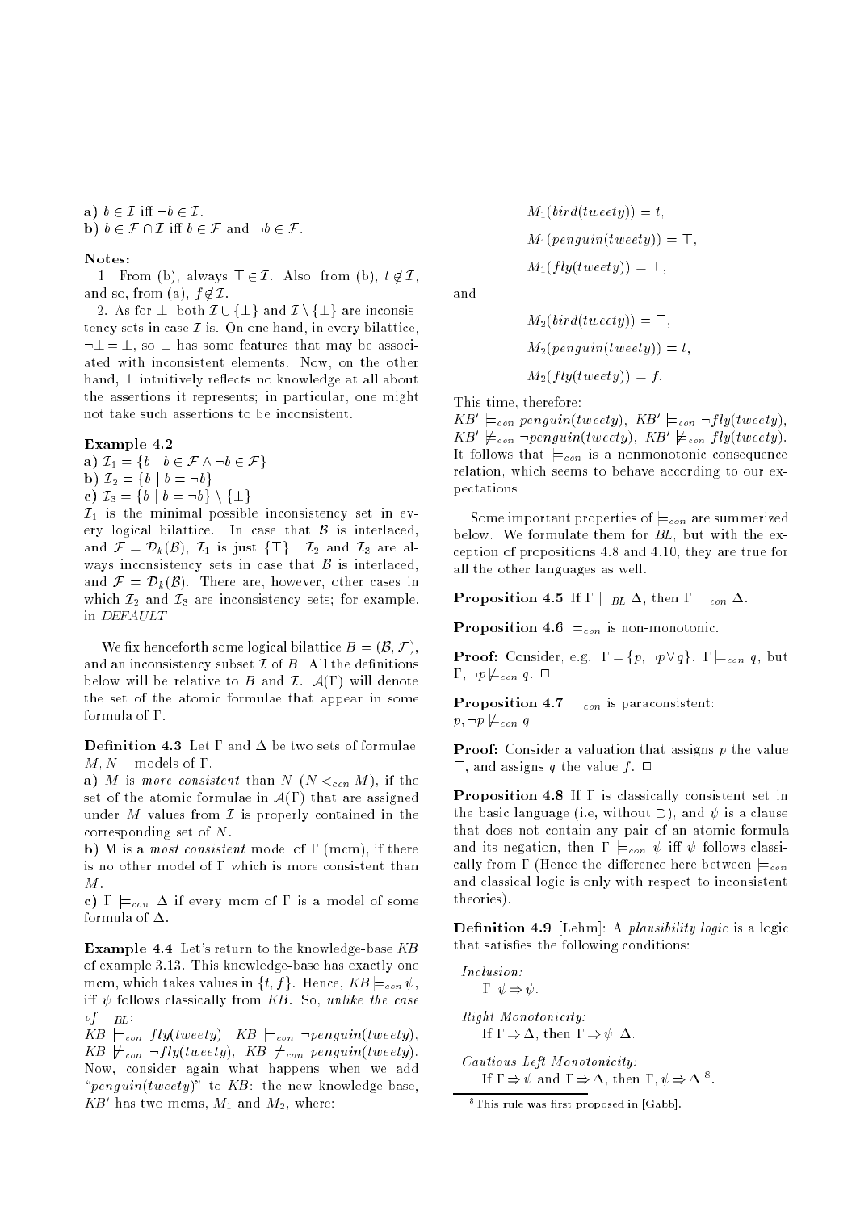**a)** $b \in \mathcal{I}$ iff $\neg b \in \mathcal{I}$.
**b)** $b \in \mathcal{F} \cap \mathcal{I}$ iff $b \in \mathcal{F}$ and $\neg b \in \mathcal{F}$.

**Notes:**

1. From (b), always $\top \in \mathcal{I}$. Also, from (b), $t \notin \mathcal{I}$, and so, from (a), $f \notin \mathcal{I}$.

2. As for $\bot$, both $\mathcal{I} \cup \{\bot\}$ and $\mathcal{I} \setminus \{\bot\}$ are inconsistency sets in case $\mathcal{I}$ is. On one hand, in every bilattice, $\neg\bot = \bot$, so $\bot$ has some features that may be associated with inconsistent elements. Now, on the other hand, $\bot$ intuitively reflects no knowledge at all about the assertions it represents; in particular, one might not take such assertions to be inconsistent.

**Example 4.2**

**a)** $\mathcal{I}_1 = \{b \mid b \in \mathcal{F} \wedge \neg b \in \mathcal{F}\}$
**b)** $\mathcal{I}_2 = \{b \mid b = \neg b\}$
**c)** $\mathcal{I}_3 = \{b \mid b = \neg b\} \setminus \{\bot\}$

$\mathcal{I}_1$ is the minimal possible inconsistency set in every logical bilattice. In case that $\mathcal{B}$ is interlaced, and $\mathcal{F} = \mathcal{D}_k(\mathcal{B})$, $\mathcal{I}_1$ is just $\{\top\}$. $\mathcal{I}_2$ and $\mathcal{I}_3$ are always inconsistency sets in case that $\mathcal{B}$ is interlaced, and $\mathcal{F} = \mathcal{D}_k(\mathcal{B})$. There are, however, other cases in which $\mathcal{I}_2$ and $\mathcal{I}_3$ are inconsistency sets; for example, in *DEFAULT*.

We fix henceforth some logical bilattice $B = (\mathcal{B}, \mathcal{F})$, and an inconsistency subset $\mathcal{I}$ of $B$. All the definitions below will be relative to $B$ and $\mathcal{I}$. $\mathcal{A}(\Gamma)$ will denote the set of the atomic formulae that appear in some formula of $\Gamma$.

**Definition 4.3** Let $\Gamma$ and $\Delta$ be two sets of formulae, $M, N$ models of $\Gamma$.

**a)** $M$ is *more consistent* than $N$ ($N <_{con} M$), if the set of the atomic formulae in $\mathcal{A}(\Gamma)$ that are assigned under $M$ values from $\mathcal{I}$ is properly contained in the corresponding set of $N$.

**b)** M is a *most consistent* model of $\Gamma$ (mcm), if there is no other model of $\Gamma$ which is more consistent than $M$.

**c)** $\Gamma \models_{con} \Delta$ if every mcm of $\Gamma$ is a model of some formula of $\Delta$.

**Example 4.4** Let's return to the knowledge-base $KB$ of example 3.13. This knowledge-base has exactly one mcm, which takes values in $\{t, f\}$. Hence, $KB \models_{con} \psi$, iff $\psi$ follows classically from $KB$. So, *unlike the case of* $\models_{BL}$:
$KB \models_{con} fly(tweety)$, $KB \models_{con} \neg penguin(tweety)$.
$KB \not\models_{con} \neg fly(tweety)$, $KB \not\models_{con} penguin(tweety)$.
Now, consider again what happens when we add "$penguin(tweety)$" to $KB$: the new knowledge-base, $KB'$ has two mcms, $M_1$ and $M_2$, where:

$$M_1(bird(tweety)) = t,$$
$$M_1(penguin(tweety)) = \top,$$
$$M_1(fly(tweety)) = \top,$$

and

$$M_2(bird(tweety)) = \top,$$
$$M_2(penguin(tweety)) = t,$$
$$M_2(fly(tweety)) = f.$$

This time, therefore:
$KB' \models_{con} penguin(tweety)$, $KB' \models_{con} \neg fly(tweety)$,
$KB' \not\models_{con} \neg penguin(tweety)$, $KB' \not\models_{con} fly(tweety)$.
It follows that $\models_{con}$ is a nonmonotonic consequence relation, which seems to behave according to our expectations.

Some important properties of $\models_{con}$ are summerized below. We formulate them for $BL$, but with the exception of propositions 4.8 and 4.10, they are true for all the other languages as well.

**Proposition 4.5** If $\Gamma \models_{BL} \Delta$, then $\Gamma \models_{con} \Delta$.

**Proposition 4.6** $\models_{con}$ is non-monotonic.

**Proof:** Consider, e.g., $\Gamma = \{p, \neg p \vee q\}$. $\Gamma \models_{con} q$, but $\Gamma, \neg p \not\models_{con} q$. $\Box$

**Proposition 4.7** $\models_{con}$ is paraconsistent:
$p, \neg p \not\models_{con} q$

**Proof:** Consider a valuation that assigns $p$ the value $\top$, and assigns $q$ the value $f$. $\Box$

**Proposition 4.8** If $\Gamma$ is classically consistent set in the basic language (i.e, without $\supset$), and $\psi$ is a clause that does not contain any pair of an atomic formula and its negation, then $\Gamma \models_{con} \psi$ iff $\psi$ follows classically from $\Gamma$ (Hence the difference here between $\models_{con}$ and classical logic is only with respect to inconsistent theories).

**Definition 4.9** [Lehm]: A *plausibility logic* is a logic that satisfies the following conditions:

*Inclusion:*
$\Gamma, \psi \Rightarrow \psi$.

*Right Monotonicity:*
If $\Gamma \Rightarrow \Delta$, then $\Gamma \Rightarrow \psi, \Delta$.

*Cautious Left Monotonicity:*
If $\Gamma \Rightarrow \psi$ and $\Gamma \Rightarrow \Delta$, then $\Gamma, \psi \Rightarrow \Delta$ [8].

[8] This rule was first proposed in [Gabb].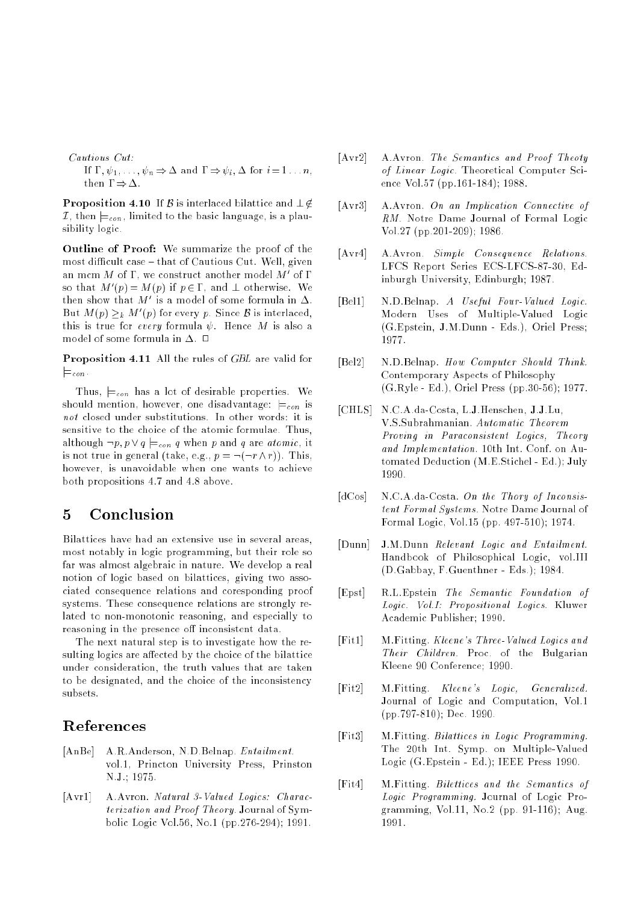*Cautious Cut:*

If $\Gamma, \psi_1, \ldots, \psi_n \Rightarrow \Delta$ and $\Gamma \Rightarrow \psi_i, \Delta$ for $i = 1 \ldots n$, then $\Gamma \Rightarrow \Delta$.

**Proposition 4.10** If $\mathcal{B}$ is interlaced bilattice and $\bot \notin \mathcal{I}$, then $\models_{con}$, limited to the basic language, is a plausibility logic.

**Outline of Proof:** We summarize the proof of the most difficult case – that of Cautious Cut. Well, given an mcm $M$ of $\Gamma$, we construct another model $M'$ of $\Gamma$ so that $M'(p) = M(p)$ if $p \in \Gamma$, and $\bot$ otherwise. We then show that $M'$ is a model of some formula in $\Delta$. But $M(p) \geq_k M'(p)$ for every $p$. Since $\mathcal{B}$ is interlaced, this is true for *every* formula $\psi$. Hence $M$ is also a model of some formula in $\Delta$. □

**Proposition 4.11** All the rules of *GBL* are valid for $\models_{con}$.

Thus, $\models_{con}$ has a lot of desirable properties. We should mention, however, one disadvantage: $\models_{con}$ is *not* closed under substitutions. In other words: it is sensitive to the choice of the atomic formulae. Thus, although $\neg p, p \vee q \models_{con} q$ when $p$ and $q$ are *atomic*, it is not true in general (take, e.g., $p = \neg(\neg r \wedge r)$). This, however, is unavoidable when one wants to achieve both propositions 4.7 and 4.8 above.

## 5 Conclusion

Bilattices have had an extensive use in several areas, most notably in logic programming, but their role so far was almost algebraic in nature. We develop a real notion of logic based on bilattices, giving two associated consequence relations and coresponding proof systems. These consequence relations are strongly related to non-monotonic reasoning, and especially to reasoning in the presence off inconsistent data.

The next natural step is to investigate how the resulting logics are affected by the choice of the bilattice under consideration, the truth values that are taken to be designated, and the choice of the inconsistency subsets.

## References

[AnBe] A.R.Anderson, N.D.Belnap. *Entailment.* vol.1, Princton University Press, Prinston N.J.; 1975.

[Avr1] A.Avron. *Natural 3-Valued Logics: Characterization and Proof Theory.* Journal of Symbolic Logic Vol.56, No.1 (pp.276-294); 1991.

[Avr2] A.Avron. *The Semantics and Proof Theoty of Linear Logic.* Theoretical Computer Science Vol.57 (pp.161-184); 1988.

[Avr3] A.Avron. *On an Implication Connective of RM.* Notre Dame Journal of Formal Logic Vol.27 (pp.201-209); 1986.

[Avr4] A.Avron. *Simple Consequence Relations.* LFCS Report Series ECS-LFCS-87-30, Edinburgh University, Edinburgh; 1987.

[Bel1] N.D.Belnap. *A Useful Four-Valued Logic.* Modern Uses of Multiple-Valued Logic (G.Epstein, J.M.Dunn - Eds.), Oriel Press; 1977.

[Bel2] N.D.Belnap. *How Computer Should Think.* Contemporary Aspects of Philosophy (G.Ryle - Ed.), Oriel Press (pp.30-56); 1977.

[CHLS] N.C.A.da-Costa, L.J.Henschen, J.J.Lu, V.S.Subrahmanian. *Automatic Theorem Proving in Paraconsistent Logics, Theory and Implementation.* 10th Int. Conf. on Automated Deduction (M.E.Stichel - Ed.); July 1990.

[dCos] N.C.A.da-Costa. *On the Thory of Inconsistent Formal Systems.* Notre Dame Journal of Formal Logic, Vol.15 (pp. 497-510); 1974.

[Dunn] J.M.Dunn *Relevant Logic and Entailment.* Handbook of Philosophical Logic, vol.III (D.Gabbay, F.Guenthner - Eds.); 1984.

[Epst] R.L.Epstein *The Semantic Foundation of Logic. Vol.I: Propositional Logics.* Kluwer Academic Publisher; 1990.

[Fit1] M.Fitting. *Kleene's Three-Valued Logics and Their Children.* Proc. of the Bulgarian Kleene 90 Conference; 1990.

[Fit2] M.Fitting. *Kleene's Logic, Generalized.* Journal of Logic and Computation, Vol.1 (pp.797-810); Dec. 1990.

[Fit3] M.Fitting. *Bilattices in Logic Programming.* The 20th Int. Symp. on Multiple-Valued Logic (G.Epstein - Ed.); IEEE Press 1990.

[Fit4] M.Fitting. *Bilettices and the Semantics of Logic Programming.* Journal of Logic Programming, Vol.11, No.2 (pp. 91-116); Aug. 1991.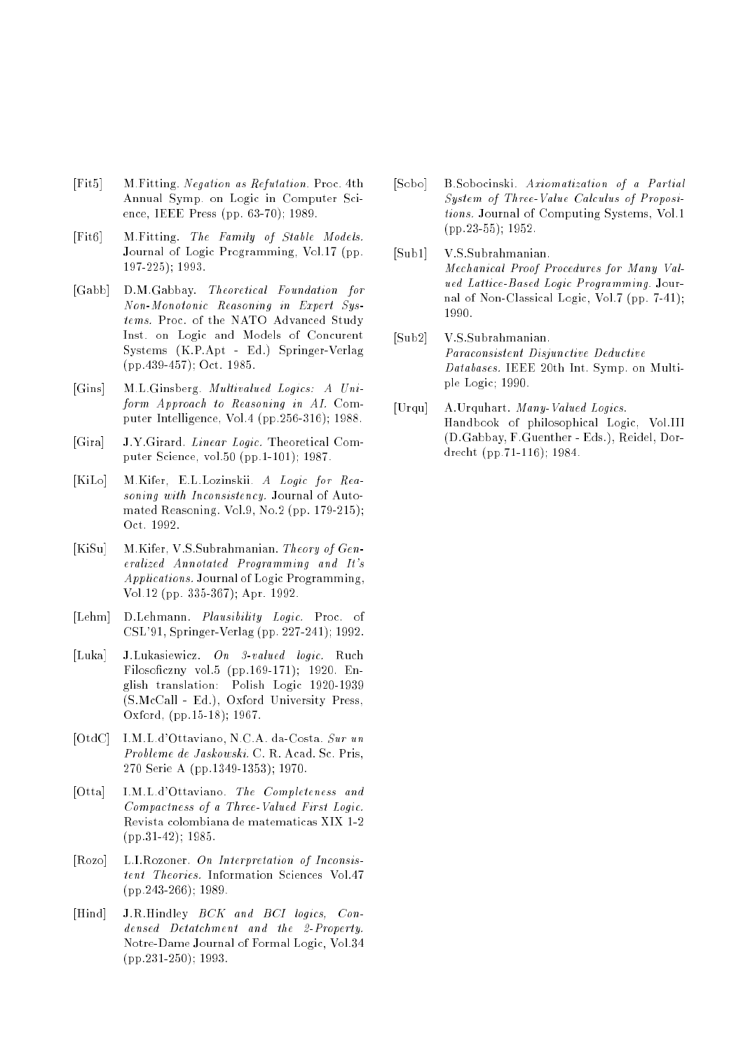[Fit5] M.Fitting. *Negation as Refutation.* Proc. 4th Annual Symp. on Logic in Computer Science, IEEE Press (pp. 63-70); 1989.

[Fit6] M.Fitting. *The Family of Stable Models.* Journal of Logic Programming, Vol.17 (pp. 197-225); 1993.

[Gabb] D.M.Gabbay. *Theoretical Foundation for Non-Monotonic Reasoning in Expert Systems.* Proc. of the NATO Advanced Study Inst. on Logic and Models of Concurent Systems (K.P.Apt - Ed.) Springer-Verlag (pp.439-457); Oct. 1985.

[Gins] M.L.Ginsberg. *Multivalued Logics: A Uniform Approach to Reasoning in AI.* Computer Intelligence, Vol.4 (pp.256-316); 1988.

[Gira] J.Y.Girard. *Linear Logic.* Theoretical Computer Science, vol.50 (pp.1-101); 1987.

[KiLo] M.Kifer, E.L.Lozinskii. *A Logic for Reasoning with Inconsistency.* Journal of Automated Reasoning. Vol.9, No.2 (pp. 179-215); Oct. 1992.

[KiSu] M.Kifer, V.S.Subrahmanian. *Theory of Generalized Annotated Programming and It's Applications.* Journal of Logic Programming, Vol.12 (pp. 335-367); Apr. 1992.

[Lehm] D.Lehmann. *Plausibility Logic.* Proc. of CSL'91, Springer-Verlag (pp. 227-241); 1992.

[Luka] J.Lukasiewicz. *On 3-valued logic.* Ruch Filosoficzny vol.5 (pp.169-171); 1920. English translation: Polish Logic 1920-1939 (S.McCall - Ed.), Oxford University Press, Oxford, (pp.15-18); 1967.

[OtdC] I.M.L.d'Ottaviano, N.C.A. da-Costa. *Sur un Probleme de Jaskowski.* C. R. Acad. Sc. Pris, 270 Serie A (pp.1349-1353); 1970.

[Otta] I.M.L.d'Ottaviano. *The Completeness and Compactness of a Three-Valued First Logic.* Revista colombiana de matematicas XIX 1-2 (pp.31-42); 1985.

[Rozo] L.I.Rozoner. *On Interpretation of Inconsistent Theories.* Information Sciences Vol.47 (pp.243-266); 1989.

[Hind] J.R.Hindley *BCK and BCI logics, Condensed Detatchment and the 2-Property.* Notre-Dame Journal of Formal Logic, Vol.34 (pp.231-250); 1993.

[Sobo] B.Sobocinski. *Axiomatization of a Partial System of Three-Value Calculus of Propositions.* Journal of Computing Systems, Vol.1 (pp.23-55); 1952.

[Sub1] V.S.Subrahmanian. *Mechanical Proof Procedures for Many Valued Lattice-Based Logic Programming.* Journal of Non-Classical Logic, Vol.7 (pp. 7-41); 1990.

[Sub2] V.S.Subrahmanian. *Paraconsistent Disjunctive Deductive Databases.* IEEE 20th Int. Symp. on Multiple Logic; 1990.

[Urqu] A.Urquhart. *Many-Valued Logics.* Handbook of philosophical Logic, Vol.III (D.Gabbay, F.Guenther - Eds.), Reidel, Dordrecht (pp.71-116); 1984.